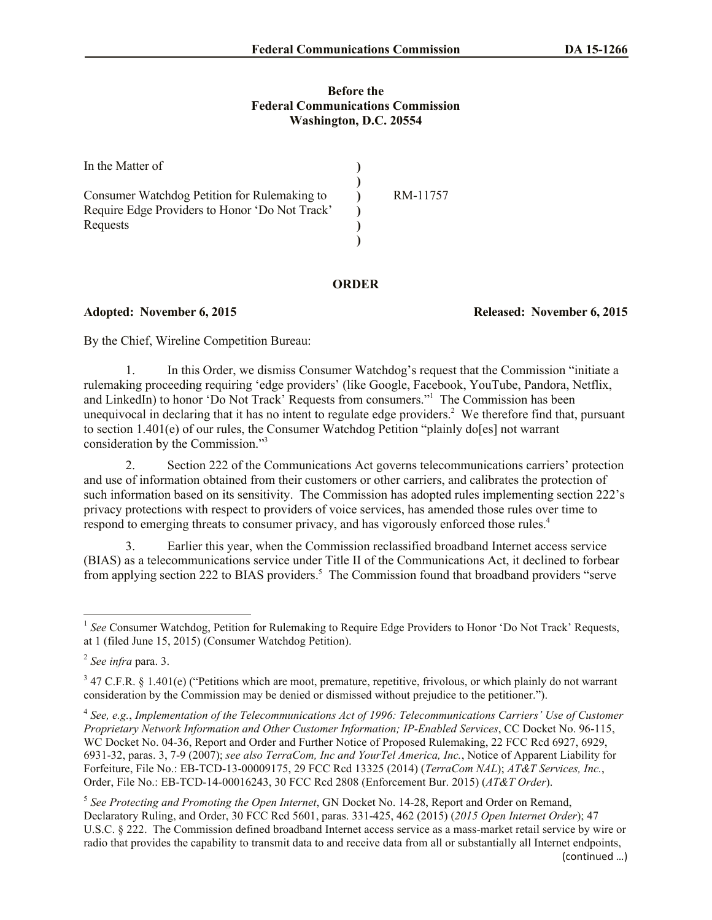**Before the**
**Federal Communications Commission**
**Washington, D.C. 20554**

| | | |
|---|---|---|
| In the Matter of | ) | |
| | ) | |
| Consumer Watchdog Petition for Rulemaking to | ) | RM-11757 |
| Require Edge Providers to Honor 'Do Not Track' | ) | |
| Requests | ) | |
| | ) | |

# ORDER

**Adopted: November 6, 2015** **Released: November 6, 2015**

By the Chief, Wireline Competition Bureau:

1. In this Order, we dismiss Consumer Watchdog's request that the Commission "initiate a rulemaking proceeding requiring 'edge providers' (like Google, Facebook, YouTube, Pandora, Netflix, and LinkedIn) to honor 'Do Not Track' Requests from consumers."[1] The Commission has been unequivocal in declaring that it has no intent to regulate edge providers.[2] We therefore find that, pursuant to section 1.401(e) of our rules, the Consumer Watchdog Petition "plainly do[es] not warrant consideration by the Commission."[3]

2. Section 222 of the Communications Act governs telecommunications carriers' protection and use of information obtained from their customers or other carriers, and calibrates the protection of such information based on its sensitivity. The Commission has adopted rules implementing section 222's privacy protections with respect to providers of voice services, has amended those rules over time to respond to emerging threats to consumer privacy, and has vigorously enforced those rules.[4]

3. Earlier this year, when the Commission reclassified broadband Internet access service (BIAS) as a telecommunications service under Title II of the Communications Act, it declined to forbear from applying section 222 to BIAS providers.[5] The Commission found that broadband providers "serve

---

[1] *See* Consumer Watchdog, Petition for Rulemaking to Require Edge Providers to Honor 'Do Not Track' Requests, at 1 (filed June 15, 2015) (Consumer Watchdog Petition).

[2] *See infra* para. 3.

[3] 47 C.F.R. § 1.401(e) ("Petitions which are moot, premature, repetitive, frivolous, or which plainly do not warrant consideration by the Commission may be denied or dismissed without prejudice to the petitioner.").

[4] *See, e.g.*, *Implementation of the Telecommunications Act of 1996: Telecommunications Carriers' Use of Customer Proprietary Network Information and Other Customer Information; IP-Enabled Services*, CC Docket No. 96-115, WC Docket No. 04-36, Report and Order and Further Notice of Proposed Rulemaking, 22 FCC Rcd 6927, 6929, 6931-32, paras. 3, 7-9 (2007); *see also TerraCom, Inc and YourTel America, Inc.*, Notice of Apparent Liability for Forfeiture, File No.: EB-TCD-13-00009175, 29 FCC Rcd 13325 (2014) (*TerraCom NAL*); *AT&T Services, Inc.*, Order, File No.: EB-TCD-14-00016243, 30 FCC Rcd 2808 (Enforcement Bur. 2015) (*AT&T Order*).

[5] *See Protecting and Promoting the Open Internet*, GN Docket No. 14-28, Report and Order on Remand, Declaratory Ruling, and Order, 30 FCC Rcd 5601, paras. 331-425, 462 (2015) (*2015 Open Internet Order*); 47 U.S.C. § 222. The Commission defined broadband Internet access service as a mass-market retail service by wire or radio that provides the capability to transmit data to and receive data from all or substantially all Internet endpoints,

(continued …)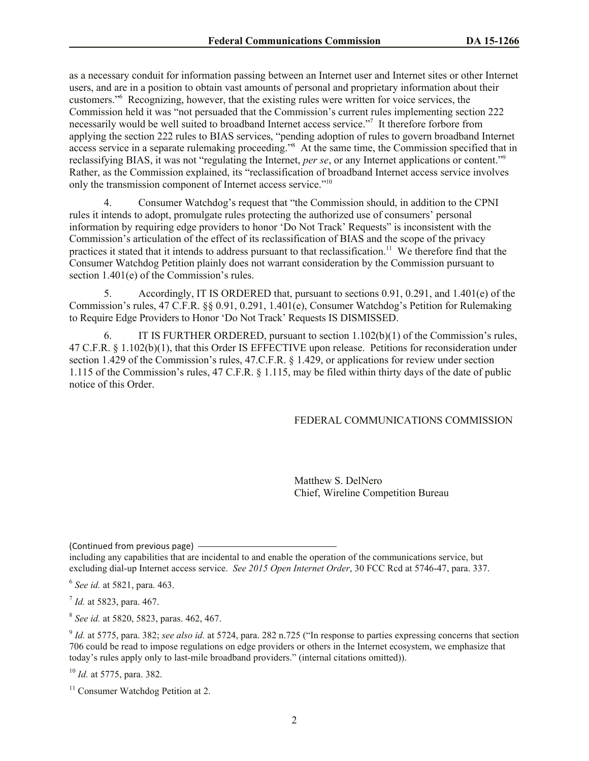as a necessary conduit for information passing between an Internet user and Internet sites or other Internet users, and are in a position to obtain vast amounts of personal and proprietary information about their customers."[6] Recognizing, however, that the existing rules were written for voice services, the Commission held it was "not persuaded that the Commission's current rules implementing section 222 necessarily would be well suited to broadband Internet access service."[7] It therefore forbore from applying the section 222 rules to BIAS services, "pending adoption of rules to govern broadband Internet access service in a separate rulemaking proceeding."[8] At the same time, the Commission specified that in reclassifying BIAS, it was not "regulating the Internet, *per se*, or any Internet applications or content."[9] Rather, as the Commission explained, its "reclassification of broadband Internet access service involves only the transmission component of Internet access service."[10]

4. Consumer Watchdog's request that "the Commission should, in addition to the CPNI rules it intends to adopt, promulgate rules protecting the authorized use of consumers' personal information by requiring edge providers to honor 'Do Not Track' Requests" is inconsistent with the Commission's articulation of the effect of its reclassification of BIAS and the scope of the privacy practices it stated that it intends to address pursuant to that reclassification.[11] We therefore find that the Consumer Watchdog Petition plainly does not warrant consideration by the Commission pursuant to section 1.401(e) of the Commission's rules.

5. Accordingly, IT IS ORDERED that, pursuant to sections 0.91, 0.291, and 1.401(e) of the Commission's rules, 47 C.F.R. §§ 0.91, 0.291, 1.401(e), Consumer Watchdog's Petition for Rulemaking to Require Edge Providers to Honor 'Do Not Track' Requests IS DISMISSED.

6. IT IS FURTHER ORDERED, pursuant to section 1.102(b)(1) of the Commission's rules, 47 C.F.R. § 1.102(b)(1), that this Order IS EFFECTIVE upon release. Petitions for reconsideration under section 1.429 of the Commission's rules, 47.C.F.R. § 1.429, or applications for review under section 1.115 of the Commission's rules, 47 C.F.R. § 1.115, may be filed within thirty days of the date of public notice of this Order.

FEDERAL COMMUNICATIONS COMMISSION

Matthew S. DelNero
Chief, Wireline Competition Bureau

---

(Continued from previous page)
including any capabilities that are incidental to and enable the operation of the communications service, but excluding dial-up Internet access service. *See 2015 Open Internet Order*, 30 FCC Rcd at 5746-47, para. 337.

[6] *See id.* at 5821, para. 463.

[7] *Id.* at 5823, para. 467.

[8] *See id.* at 5820, 5823, paras. 462, 467.

[9] *Id.* at 5775, para. 382; *see also id.* at 5724, para. 282 n.725 ("In response to parties expressing concerns that section 706 could be read to impose regulations on edge providers or others in the Internet ecosystem, we emphasize that today's rules apply only to last-mile broadband providers." (internal citations omitted)).

[10] *Id.* at 5775, para. 382.

[11] Consumer Watchdog Petition at 2.